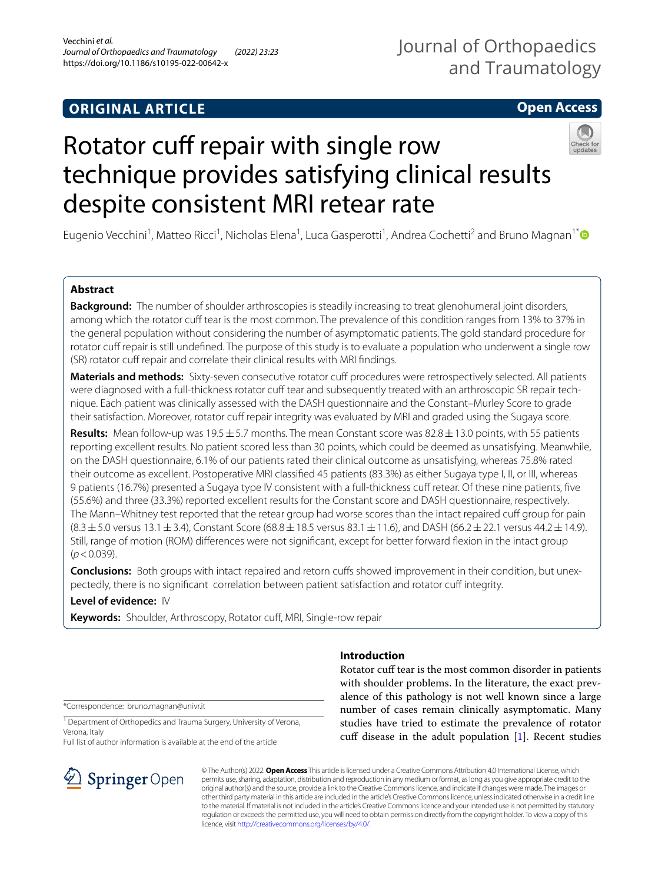ORIGINAL ARTICLE

Open Access

# Rotator cuff repair with single row technique provides satisfying clinical results despite consistent MRI retear rate

Eugenio Vecchini[1], Matteo Ricci[1], Nicholas Elena[1], Luca Gasperotti[1], Andrea Cochetti[2] and Bruno Magnan[1*]

## Abstract

**Background:** The number of shoulder arthroscopies is steadily increasing to treat glenohumeral joint disorders, among which the rotator cuff tear is the most common. The prevalence of this condition ranges from 13% to 37% in the general population without considering the number of asymptomatic patients. The gold standard procedure for rotator cuff repair is still undefined. The purpose of this study is to evaluate a population who underwent a single row (SR) rotator cuff repair and correlate their clinical results with MRI findings.

**Materials and methods:** Sixty-seven consecutive rotator cuff procedures were retrospectively selected. All patients were diagnosed with a full-thickness rotator cuff tear and subsequently treated with an arthroscopic SR repair technique. Each patient was clinically assessed with the DASH questionnaire and the Constant–Murley Score to grade their satisfaction. Moreover, rotator cuff repair integrity was evaluated by MRI and graded using the Sugaya score.

**Results:** Mean follow-up was 19.5 ± 5.7 months. The mean Constant score was 82.8 ± 13.0 points, with 55 patients reporting excellent results. No patient scored less than 30 points, which could be deemed as unsatisfying. Meanwhile, on the DASH questionnaire, 6.1% of our patients rated their clinical outcome as unsatisfying, whereas 75.8% rated their outcome as excellent. Postoperative MRI classified 45 patients (83.3%) as either Sugaya type I, II, or III, whereas 9 patients (16.7%) presented a Sugaya type IV consistent with a full-thickness cuff retear. Of these nine patients, five (55.6%) and three (33.3%) reported excellent results for the Constant score and DASH questionnaire, respectively. The Mann–Whitney test reported that the retear group had worse scores than the intact repaired cuff group for pain (8.3 ± 5.0 versus 13.1 ± 3.4), Constant Score (68.8 ± 18.5 versus 83.1 ± 11.6), and DASH (66.2 ± 22.1 versus 44.2 ± 14.9). Still, range of motion (ROM) differences were not significant, except for better forward flexion in the intact group ($p < 0.039$).

**Conclusions:** Both groups with intact repaired and retorn cuffs showed improvement in their condition, but unexpectedly, there is no significant correlation between patient satisfaction and rotator cuff integrity.

**Level of evidence:** IV

**Keywords:** Shoulder, Arthroscopy, Rotator cuff, MRI, Single-row repair

*Correspondence: bruno.magnan@univr.it

[1] Department of Orthopedics and Trauma Surgery, University of Verona, Verona, Italy

Full list of author information is available at the end of the article

## Introduction

Rotator cuff tear is the most common disorder in patients with shoulder problems. In the literature, the exact prevalence of this pathology is not well known since a large number of cases remain clinically asymptomatic. Many studies have tried to estimate the prevalence of rotator cuff disease in the adult population [1]. Recent studies

© The Author(s) 2022. **Open Access** This article is licensed under a Creative Commons Attribution 4.0 International License, which permits use, sharing, adaptation, distribution and reproduction in any medium or format, as long as you give appropriate credit to the original author(s) and the source, provide a link to the Creative Commons licence, and indicate if changes were made. The images or other third party material in this article are included in the article's Creative Commons licence, unless indicated otherwise in a credit line to the material. If material is not included in the article's Creative Commons licence and your intended use is not permitted by statutory regulation or exceeds the permitted use, you will need to obtain permission directly from the copyright holder. To view a copy of this licence, visit http://creativecommons.org/licenses/by/4.0/.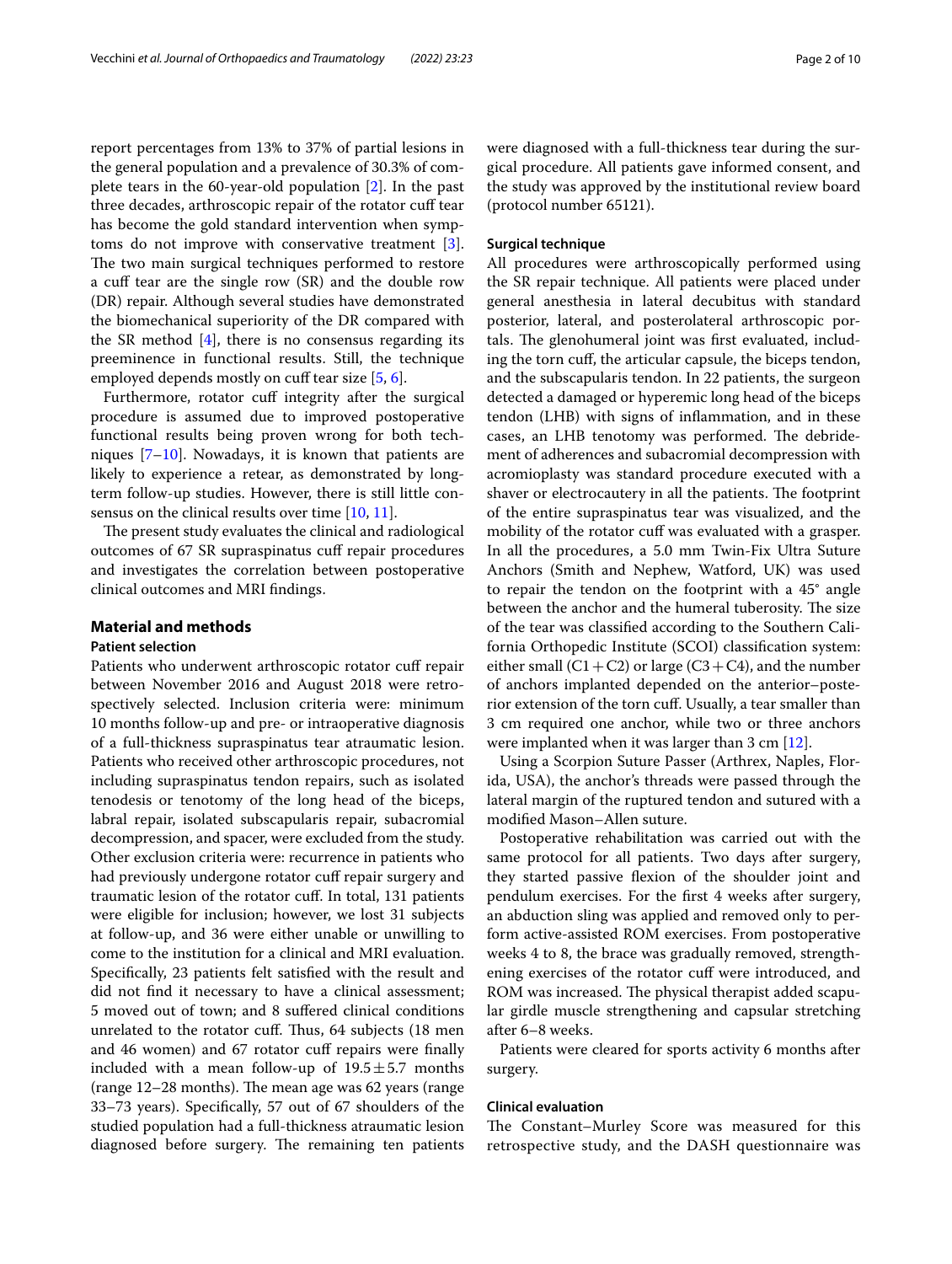report percentages from 13% to 37% of partial lesions in the general population and a prevalence of 30.3% of complete tears in the 60-year-old population [2]. In the past three decades, arthroscopic repair of the rotator cuff tear has become the gold standard intervention when symptoms do not improve with conservative treatment [3]. The two main surgical techniques performed to restore a cuff tear are the single row (SR) and the double row (DR) repair. Although several studies have demonstrated the biomechanical superiority of the DR compared with the SR method [4], there is no consensus regarding its preeminence in functional results. Still, the technique employed depends mostly on cuff tear size [5, 6].

Furthermore, rotator cuff integrity after the surgical procedure is assumed due to improved postoperative functional results being proven wrong for both techniques [7–10]. Nowadays, it is known that patients are likely to experience a retear, as demonstrated by long-term follow-up studies. However, there is still little consensus on the clinical results over time [10, 11].

The present study evaluates the clinical and radiological outcomes of 67 SR supraspinatus cuff repair procedures and investigates the correlation between postoperative clinical outcomes and MRI findings.

## Material and methods

### Patient selection

Patients who underwent arthroscopic rotator cuff repair between November 2016 and August 2018 were retrospectively selected. Inclusion criteria were: minimum 10 months follow-up and pre- or intraoperative diagnosis of a full-thickness supraspinatus tear atraumatic lesion. Patients who received other arthroscopic procedures, not including supraspinatus tendon repairs, such as isolated tenodesis or tenotomy of the long head of the biceps, labral repair, isolated subscapularis repair, subacromial decompression, and spacer, were excluded from the study. Other exclusion criteria were: recurrence in patients who had previously undergone rotator cuff repair surgery and traumatic lesion of the rotator cuff. In total, 131 patients were eligible for inclusion; however, we lost 31 subjects at follow-up, and 36 were either unable or unwilling to come to the institution for a clinical and MRI evaluation. Specifically, 23 patients felt satisfied with the result and did not find it necessary to have a clinical assessment; 5 moved out of town; and 8 suffered clinical conditions unrelated to the rotator cuff. Thus, 64 subjects (18 men and 46 women) and 67 rotator cuff repairs were finally included with a mean follow-up of $19.5 \pm 5.7$ months (range 12–28 months). The mean age was 62 years (range 33–73 years). Specifically, 57 out of 67 shoulders of the studied population had a full-thickness atraumatic lesion diagnosed before surgery. The remaining ten patients were diagnosed with a full-thickness tear during the surgical procedure. All patients gave informed consent, and the study was approved by the institutional review board (protocol number 65121).

### Surgical technique

All procedures were arthroscopically performed using the SR repair technique. All patients were placed under general anesthesia in lateral decubitus with standard posterior, lateral, and posterolateral arthroscopic portals. The glenohumeral joint was first evaluated, including the torn cuff, the articular capsule, the biceps tendon, and the subscapularis tendon. In 22 patients, the surgeon detected a damaged or hyperemic long head of the biceps tendon (LHB) with signs of inflammation, and in these cases, an LHB tenotomy was performed. The debridement of adherences and subacromial decompression with acromioplasty was standard procedure executed with a shaver or electrocautery in all the patients. The footprint of the entire supraspinatus tear was visualized, and the mobility of the rotator cuff was evaluated with a grasper. In all the procedures, a 5.0 mm Twin-Fix Ultra Suture Anchors (Smith and Nephew, Watford, UK) was used to repair the tendon on the footprint with a 45° angle between the anchor and the humeral tuberosity. The size of the tear was classified according to the Southern California Orthopedic Institute (SCOI) classification system: either small (C1 + C2) or large (C3 + C4), and the number of anchors implanted depended on the anterior–posterior extension of the torn cuff. Usually, a tear smaller than 3 cm required one anchor, while two or three anchors were implanted when it was larger than 3 cm [12].

Using a Scorpion Suture Passer (Arthrex, Naples, Florida, USA), the anchor's threads were passed through the lateral margin of the ruptured tendon and sutured with a modified Mason–Allen suture.

Postoperative rehabilitation was carried out with the same protocol for all patients. Two days after surgery, they started passive flexion of the shoulder joint and pendulum exercises. For the first 4 weeks after surgery, an abduction sling was applied and removed only to perform active-assisted ROM exercises. From postoperative weeks 4 to 8, the brace was gradually removed, strengthening exercises of the rotator cuff were introduced, and ROM was increased. The physical therapist added scapular girdle muscle strengthening and capsular stretching after 6–8 weeks.

Patients were cleared for sports activity 6 months after surgery.

### Clinical evaluation

The Constant–Murley Score was measured for this retrospective study, and the DASH questionnaire was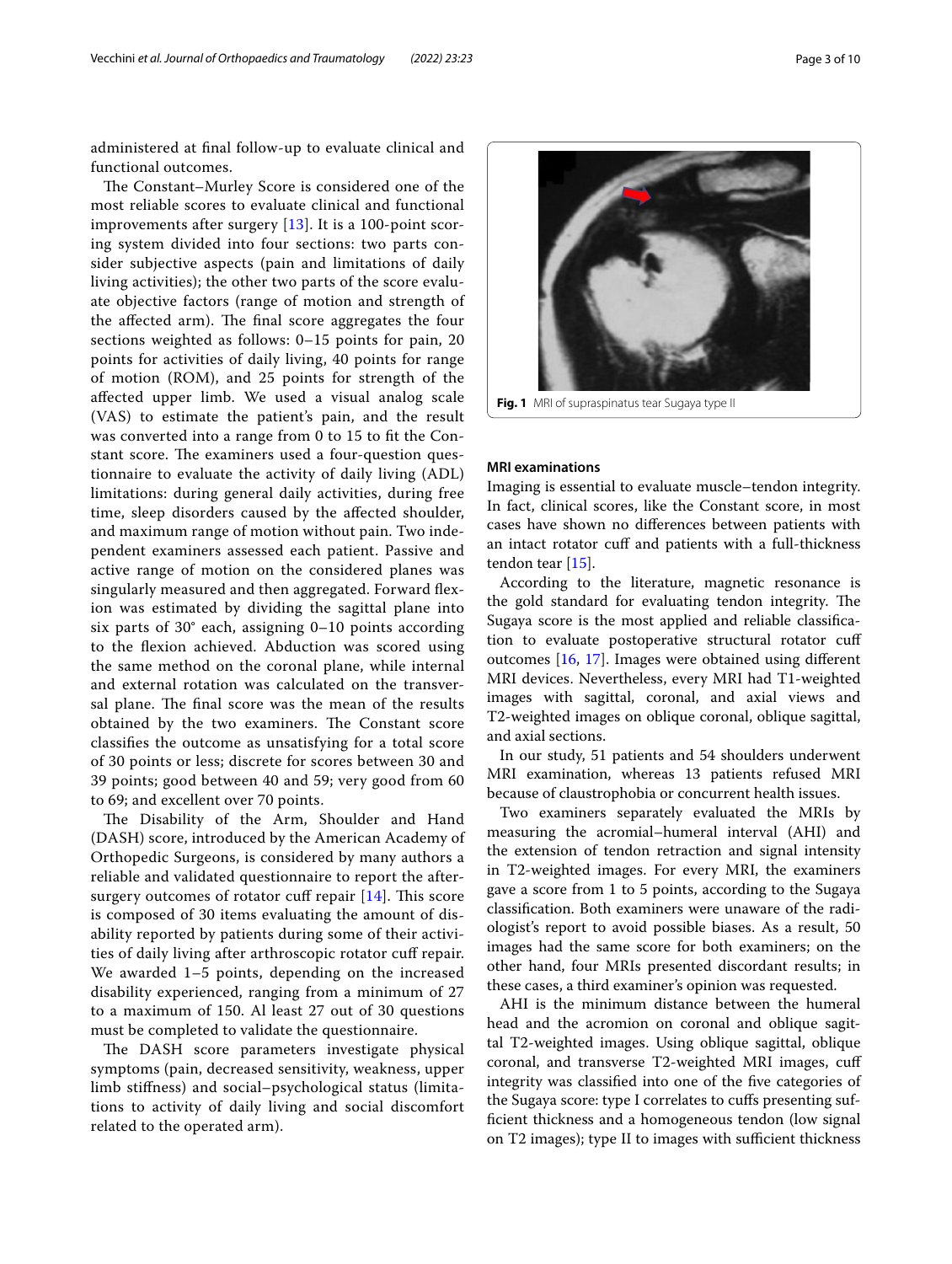administered at final follow-up to evaluate clinical and functional outcomes.

The Constant–Murley Score is considered one of the most reliable scores to evaluate clinical and functional improvements after surgery [13]. It is a 100-point scoring system divided into four sections: two parts consider subjective aspects (pain and limitations of daily living activities); the other two parts of the score evaluate objective factors (range of motion and strength of the affected arm). The final score aggregates the four sections weighted as follows: 0–15 points for pain, 20 points for activities of daily living, 40 points for range of motion (ROM), and 25 points for strength of the affected upper limb. We used a visual analog scale (VAS) to estimate the patient's pain, and the result was converted into a range from 0 to 15 to fit the Constant score. The examiners used a four-question questionnaire to evaluate the activity of daily living (ADL) limitations: during general daily activities, during free time, sleep disorders caused by the affected shoulder, and maximum range of motion without pain. Two independent examiners assessed each patient. Passive and active range of motion on the considered planes was singularly measured and then aggregated. Forward flexion was estimated by dividing the sagittal plane into six parts of 30° each, assigning 0–10 points according to the flexion achieved. Abduction was scored using the same method on the coronal plane, while internal and external rotation was calculated on the transversal plane. The final score was the mean of the results obtained by the two examiners. The Constant score classifies the outcome as unsatisfying for a total score of 30 points or less; discrete for scores between 30 and 39 points; good between 40 and 59; very good from 60 to 69; and excellent over 70 points.

The Disability of the Arm, Shoulder and Hand (DASH) score, introduced by the American Academy of Orthopedic Surgeons, is considered by many authors a reliable and validated questionnaire to report the after-surgery outcomes of rotator cuff repair [14]. This score is composed of 30 items evaluating the amount of disability reported by patients during some of their activities of daily living after arthroscopic rotator cuff repair. We awarded 1–5 points, depending on the increased disability experienced, ranging from a minimum of 27 to a maximum of 150. Al least 27 out of 30 questions must be completed to validate the questionnaire.

The DASH score parameters investigate physical symptoms (pain, decreased sensitivity, weakness, upper limb stiffness) and social–psychological status (limitations to activity of daily living and social discomfort related to the operated arm).

**Fig. 1** MRI of supraspinatus tear Sugaya type II

### MRI examinations

Imaging is essential to evaluate muscle–tendon integrity. In fact, clinical scores, like the Constant score, in most cases have shown no differences between patients with an intact rotator cuff and patients with a full-thickness tendon tear [15].

According to the literature, magnetic resonance is the gold standard for evaluating tendon integrity. The Sugaya score is the most applied and reliable classification to evaluate postoperative structural rotator cuff outcomes [16, 17]. Images were obtained using different MRI devices. Nevertheless, every MRI had T1-weighted images with sagittal, coronal, and axial views and T2-weighted images on oblique coronal, oblique sagittal, and axial sections.

In our study, 51 patients and 54 shoulders underwent MRI examination, whereas 13 patients refused MRI because of claustrophobia or concurrent health issues.

Two examiners separately evaluated the MRIs by measuring the acromial–humeral interval (AHI) and the extension of tendon retraction and signal intensity in T2-weighted images. For every MRI, the examiners gave a score from 1 to 5 points, according to the Sugaya classification. Both examiners were unaware of the radiologist's report to avoid possible biases. As a result, 50 images had the same score for both examiners; on the other hand, four MRIs presented discordant results; in these cases, a third examiner's opinion was requested.

AHI is the minimum distance between the humeral head and the acromion on coronal and oblique sagittal T2-weighted images. Using oblique sagittal, oblique coronal, and transverse T2-weighted MRI images, cuff integrity was classified into one of the five categories of the Sugaya score: type I correlates to cuffs presenting sufficient thickness and a homogeneous tendon (low signal on T2 images); type II to images with sufficient thickness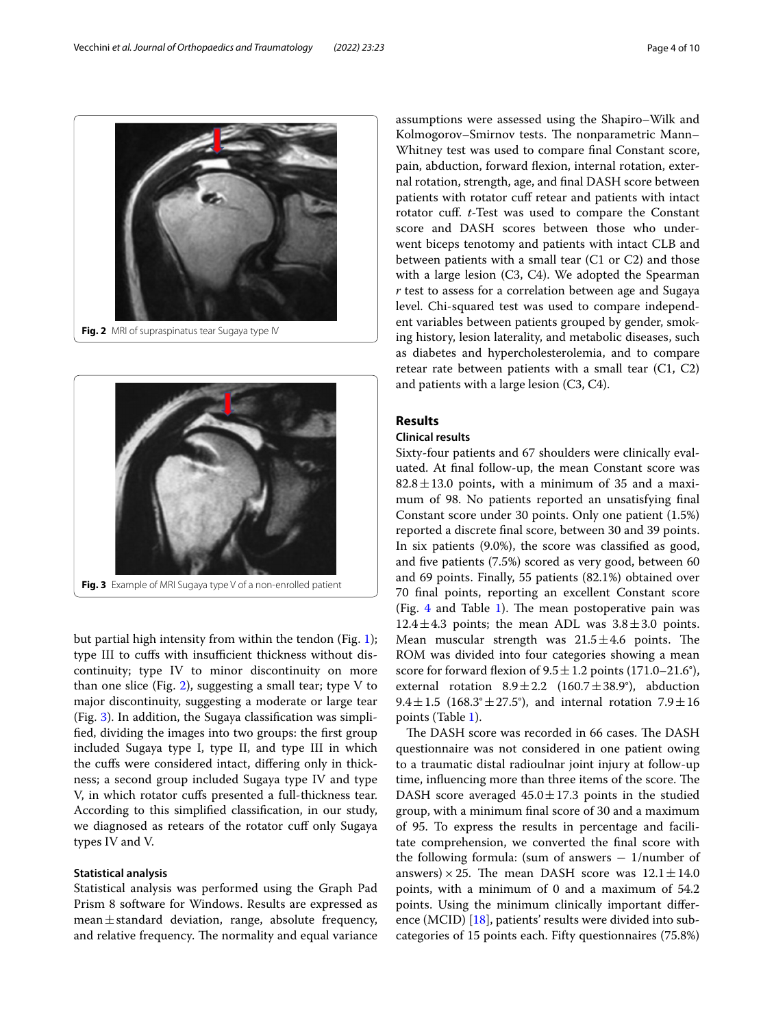Fig. 2 MRI of supraspinatus tear Sugaya type IV

Fig. 3 Example of MRI Sugaya type V of a non-enrolled patient

but partial high intensity from within the tendon (Fig. 1); type III to cuffs with insufficient thickness without discontinuity; type IV to minor discontinuity on more than one slice (Fig. 2), suggesting a small tear; type V to major discontinuity, suggesting a moderate or large tear (Fig. 3). In addition, the Sugaya classification was simplified, dividing the images into two groups: the first group included Sugaya type I, type II, and type III in which the cuffs were considered intact, differing only in thickness; a second group included Sugaya type IV and type V, in which rotator cuffs presented a full-thickness tear. According to this simplified classification, in our study, we diagnosed as retears of the rotator cuff only Sugaya types IV and V.

#### Statistical analysis

Statistical analysis was performed using the Graph Pad Prism 8 software for Windows. Results are expressed as mean ± standard deviation, range, absolute frequency, and relative frequency. The normality and equal variance assumptions were assessed using the Shapiro–Wilk and Kolmogorov–Smirnov tests. The nonparametric Mann–Whitney test was used to compare final Constant score, pain, abduction, forward flexion, internal rotation, external rotation, strength, age, and final DASH score between patients with rotator cuff retear and patients with intact rotator cuff. *t*-Test was used to compare the Constant score and DASH scores between those who underwent biceps tenotomy and patients with intact CLB and between patients with a small tear (C1 or C2) and those with a large lesion (C3, C4). We adopted the Spearman *r* test to assess for a correlation between age and Sugaya level. Chi-squared test was used to compare independent variables between patients grouped by gender, smoking history, lesion laterality, and metabolic diseases, such as diabetes and hypercholesterolemia, and to compare retear rate between patients with a small tear (C1, C2) and patients with a large lesion (C3, C4).

## Results

### Clinical results

Sixty-four patients and 67 shoulders were clinically evaluated. At final follow-up, the mean Constant score was 82.8 ± 13.0 points, with a minimum of 35 and a maximum of 98. No patients reported an unsatisfying final Constant score under 30 points. Only one patient (1.5%) reported a discrete final score, between 30 and 39 points. In six patients (9.0%), the score was classified as good, and five patients (7.5%) scored as very good, between 60 and 69 points. Finally, 55 patients (82.1%) obtained over 70 final points, reporting an excellent Constant score (Fig. 4 and Table 1). The mean postoperative pain was 12.4 ± 4.3 points; the mean ADL was 3.8 ± 3.0 points. Mean muscular strength was 21.5 ± 4.6 points. The ROM was divided into four categories showing a mean score for forward flexion of 9.5 ± 1.2 points (171.0–21.6°), external rotation 8.9 ± 2.2 (160.7 ± 38.9°), abduction 9.4 ± 1.5 (168.3° ± 27.5°), and internal rotation 7.9 ± 16 points (Table 1).

The DASH score was recorded in 66 cases. The DASH questionnaire was not considered in one patient owing to a traumatic distal radioulnar joint injury at follow-up time, influencing more than three items of the score. The DASH score averaged 45.0 ± 17.3 points in the studied group, with a minimum final score of 30 and a maximum of 95. To express the results in percentage and facilitate comprehension, we converted the final score with the following formula: (sum of answers − 1/number of answers) × 25. The mean DASH score was 12.1 ± 14.0 points, with a minimum of 0 and a maximum of 54.2 points. Using the minimum clinically important difference (MCID) [18], patients' results were divided into subcategories of 15 points each. Fifty questionnaires (75.8%)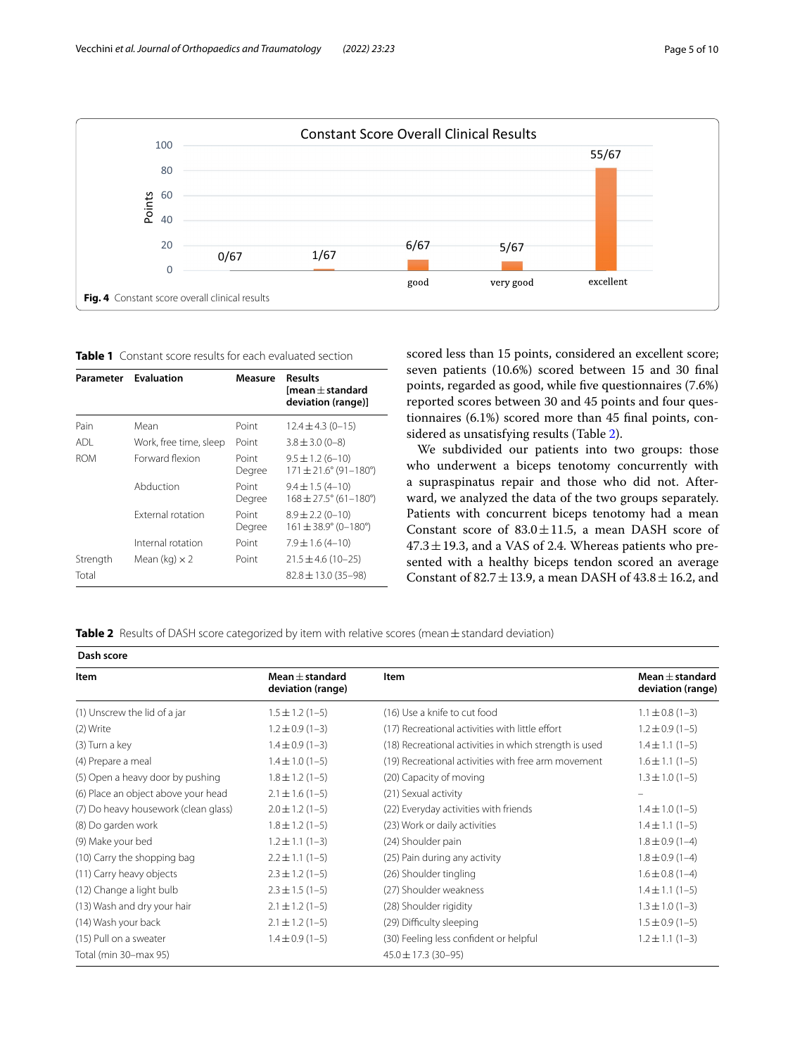**Fig. 4** Constant score overall clinical results

**Table 1** Constant score results for each evaluated section

| Parameter | Evaluation | Measure | Results [mean ± standard deviation (range)] |
| --- | --- | --- | --- |
| Pain | Mean | Point | 12.4 ± 4.3 (0–15) |
| ADL | Work, free time, sleep | Point | 3.8 ± 3.0 (0–8) |
| ROM | Forward flexion | Point<br>Degree | 9.5 ± 1.2 (6–10)<br>171 ± 21.6° (91–180°) |
| | Abduction | Point<br>Degree | 9.4 ± 1.5 (4–10)<br>168 ± 27.5° (61–180°) |
| | External rotation | Point<br>Degree | 8.9 ± 2.2 (0–10)<br>161 ± 38.9° (0–180°) |
| | Internal rotation | Point | 7.9 ± 1.6 (4–10) |
| Strength | Mean (kg) × 2 | Point | 21.5 ± 4.6 (10–25) |
| Total | | | 82.8 ± 13.0 (35–98) |

scored less than 15 points, considered an excellent score; seven patients (10.6%) scored between 15 and 30 final points, regarded as good, while five questionnaires (7.6%) reported scores between 30 and 45 points and four questionnaires (6.1%) scored more than 45 final points, considered as unsatisfying results (Table 2).

We subdivided our patients into two groups: those who underwent a biceps tenotomy concurrently with a supraspinatus repair and those who did not. Afterward, we analyzed the data of the two groups separately. Patients with concurrent biceps tenotomy had a mean Constant score of 83.0 ± 11.5, a mean DASH score of 47.3 ± 19.3, and a VAS of 2.4. Whereas patients who presented with a healthy biceps tendon scored an average Constant of 82.7 ± 13.9, a mean DASH of 43.8 ± 16.2, and

**Table 2** Results of DASH score categorized by item with relative scores (mean ± standard deviation)

| Item | Mean ± standard deviation (range) | Item | Mean ± standard deviation (range) |
| --- | --- | --- | --- |
| (1) Unscrew the lid of a jar | 1.5 ± 1.2 (1–5) | (16) Use a knife to cut food | 1.1 ± 0.8 (1–3) |
| (2) Write | 1.2 ± 0.9 (1–3) | (17) Recreational activities with little effort | 1.2 ± 0.9 (1–5) |
| (3) Turn a key | 1.4 ± 0.9 (1–3) | (18) Recreational activities in which strength is used | 1.4 ± 1.1 (1–5) |
| (4) Prepare a meal | 1.4 ± 1.0 (1–5) | (19) Recreational activities with free arm movement | 1.6 ± 1.1 (1–5) |
| (5) Open a heavy door by pushing | 1.8 ± 1.2 (1–5) | (20) Capacity of moving | 1.3 ± 1.0 (1–5) |
| (6) Place an object above your head | 2.1 ± 1.6 (1–5) | (21) Sexual activity | – |
| (7) Do heavy housework (clean glass) | 2.0 ± 1.2 (1–5) | (22) Everyday activities with friends | 1.4 ± 1.0 (1–5) |
| (8) Do garden work | 1.8 ± 1.2 (1–5) | (23) Work or daily activities | 1.4 ± 1.1 (1–5) |
| (9) Make your bed | 1.2 ± 1.1 (1–3) | (24) Shoulder pain | 1.8 ± 0.9 (1–4) |
| (10) Carry the shopping bag | 2.2 ± 1.1 (1–5) | (25) Pain during any activity | 1.8 ± 0.9 (1–4) |
| (11) Carry heavy objects | 2.3 ± 1.2 (1–5) | (26) Shoulder tingling | 1.6 ± 0.8 (1–4) |
| (12) Change a light bulb | 2.3 ± 1.5 (1–5) | (27) Shoulder weakness | 1.4 ± 1.1 (1–5) |
| (13) Wash and dry your hair | 2.1 ± 1.2 (1–5) | (28) Shoulder rigidity | 1.3 ± 1.0 (1–3) |
| (14) Wash your back | 2.1 ± 1.2 (1–5) | (29) Difficulty sleeping | 1.5 ± 0.9 (1–5) |
| (15) Pull on a sweater | 1.4 ± 0.9 (1–5) | (30) Feeling less confident or helpful | 1.2 ± 1.1 (1–3) |
| Total (min 30–max 95) | | 45.0 ± 17.3 (30–95) | |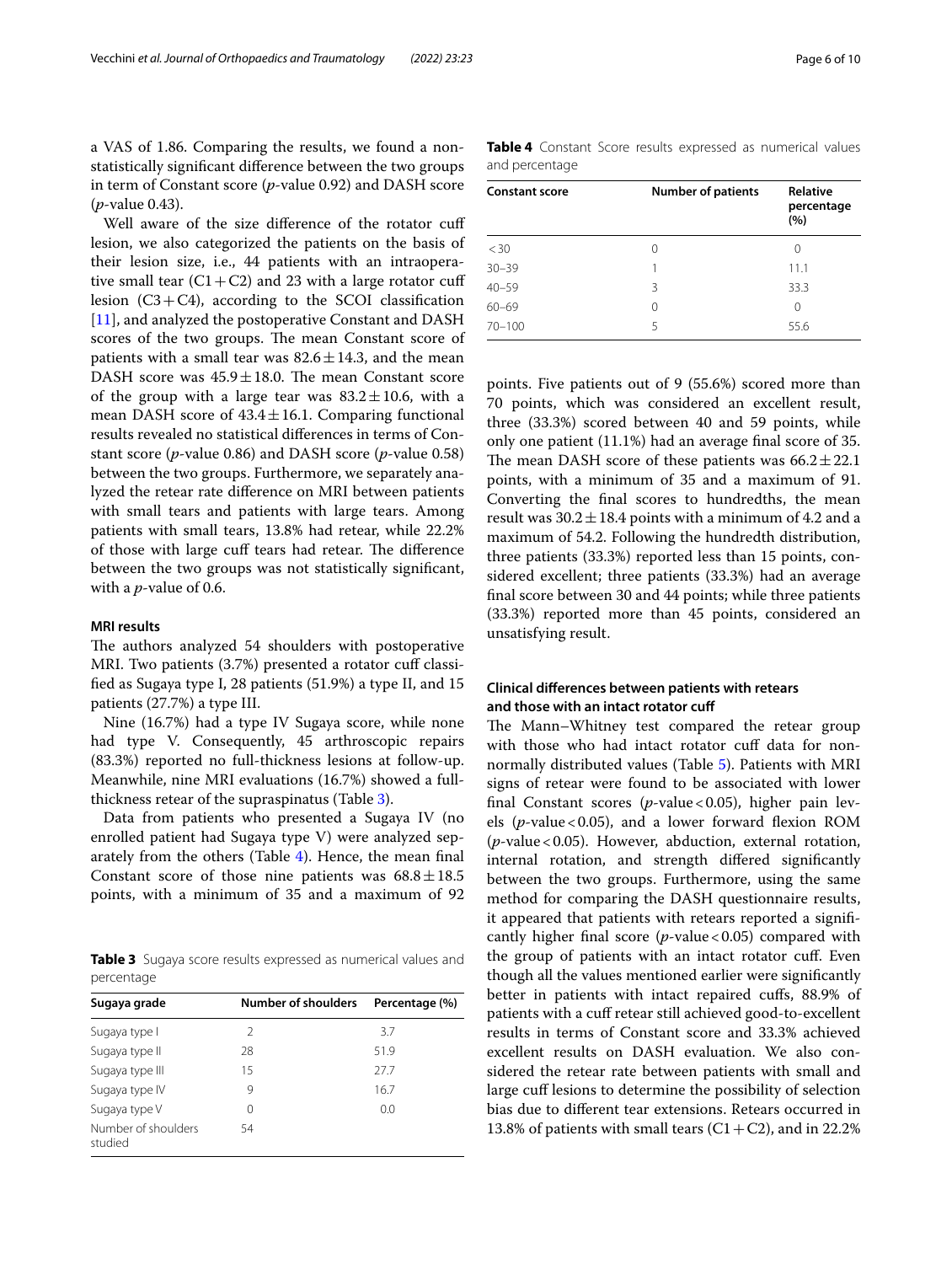a VAS of 1.86. Comparing the results, we found a non-statistically significant difference between the two groups in term of Constant score (*p*-value 0.92) and DASH score (*p*-value 0.43).

Well aware of the size difference of the rotator cuff lesion, we also categorized the patients on the basis of their lesion size, i.e., 44 patients with an intraoperative small tear (C1 + C2) and 23 with a large rotator cuff lesion (C3 + C4), according to the SCOI classification [11], and analyzed the postoperative Constant and DASH scores of the two groups. The mean Constant score of patients with a small tear was $82.6 \pm 14.3$, and the mean DASH score was $45.9 \pm 18.0$. The mean Constant score of the group with a large tear was $83.2 \pm 10.6$, with a mean DASH score of $43.4 \pm 16.1$. Comparing functional results revealed no statistical differences in terms of Constant score (*p*-value 0.86) and DASH score (*p*-value 0.58) between the two groups. Furthermore, we separately analyzed the retear rate difference on MRI between patients with small tears and patients with large tears. Among patients with small tears, 13.8% had retear, while 22.2% of those with large cuff tears had retear. The difference between the two groups was not statistically significant, with a *p*-value of 0.6.

### MRI results

The authors analyzed 54 shoulders with postoperative MRI. Two patients (3.7%) presented a rotator cuff classified as Sugaya type I, 28 patients (51.9%) a type II, and 15 patients (27.7%) a type III.

Nine (16.7%) had a type IV Sugaya score, while none had type V. Consequently, 45 arthroscopic repairs (83.3%) reported no full-thickness lesions at follow-up. Meanwhile, nine MRI evaluations (16.7%) showed a full-thickness retear of the supraspinatus (Table 3).

Data from patients who presented a Sugaya IV (no enrolled patient had Sugaya type V) were analyzed separately from the others (Table 4). Hence, the mean final Constant score of those nine patients was $68.8 \pm 18.5$ points, with a minimum of 35 and a maximum of 92 points. Five patients out of 9 (55.6%) scored more than 70 points, which was considered an excellent result, three (33.3%) scored between 40 and 59 points, while only one patient (11.1%) had an average final score of 35. The mean DASH score of these patients was $66.2 \pm 22.1$ points, with a minimum of 35 and a maximum of 91. Converting the final scores to hundredths, the mean result was $30.2 \pm 18.4$ points with a minimum of 4.2 and a maximum of 54.2. Following the hundredth distribution, three patients (33.3%) reported less than 15 points, considered excellent; three patients (33.3%) had an average final score between 30 and 44 points; while three patients (33.3%) reported more than 45 points, considered an unsatisfying result.

**Table 3** Sugaya score results expressed as numerical values and percentage

| Sugaya grade | Number of shoulders | Percentage (%) |
|---|---|---|
| Sugaya type I | 2 | 3.7 |
| Sugaya type II | 28 | 51.9 |
| Sugaya type III | 15 | 27.7 |
| Sugaya type IV | 9 | 16.7 |
| Sugaya type V | 0 | 0.0 |
| Number of shoulders studied | 54 | |

**Table 4** Constant Score results expressed as numerical values and percentage

| Constant score | Number of patients | Relative percentage (%) |
|---|---|---|
| < 30 | 0 | 0 |
| 30–39 | 1 | 11.1 |
| 40–59 | 3 | 33.3 |
| 60–69 | 0 | 0 |
| 70–100 | 5 | 55.6 |

### Clinical differences between patients with retears and those with an intact rotator cuff

The Mann–Whitney test compared the retear group with those who had intact rotator cuff data for non-normally distributed values (Table 5). Patients with MRI signs of retear were found to be associated with lower final Constant scores (*p*-value < 0.05), higher pain levels (*p*-value < 0.05), and a lower forward flexion ROM (*p*-value < 0.05). However, abduction, external rotation, internal rotation, and strength differed significantly between the two groups. Furthermore, using the same method for comparing the DASH questionnaire results, it appeared that patients with retears reported a significantly higher final score (*p*-value < 0.05) compared with the group of patients with an intact rotator cuff. Even though all the values mentioned earlier were significantly better in patients with intact repaired cuffs, 88.9% of patients with a cuff retear still achieved good-to-excellent results in terms of Constant score and 33.3% achieved excellent results on DASH evaluation. We also considered the retear rate between patients with small and large cuff lesions to determine the possibility of selection bias due to different tear extensions. Retears occurred in 13.8% of patients with small tears (C1 + C2), and in 22.2%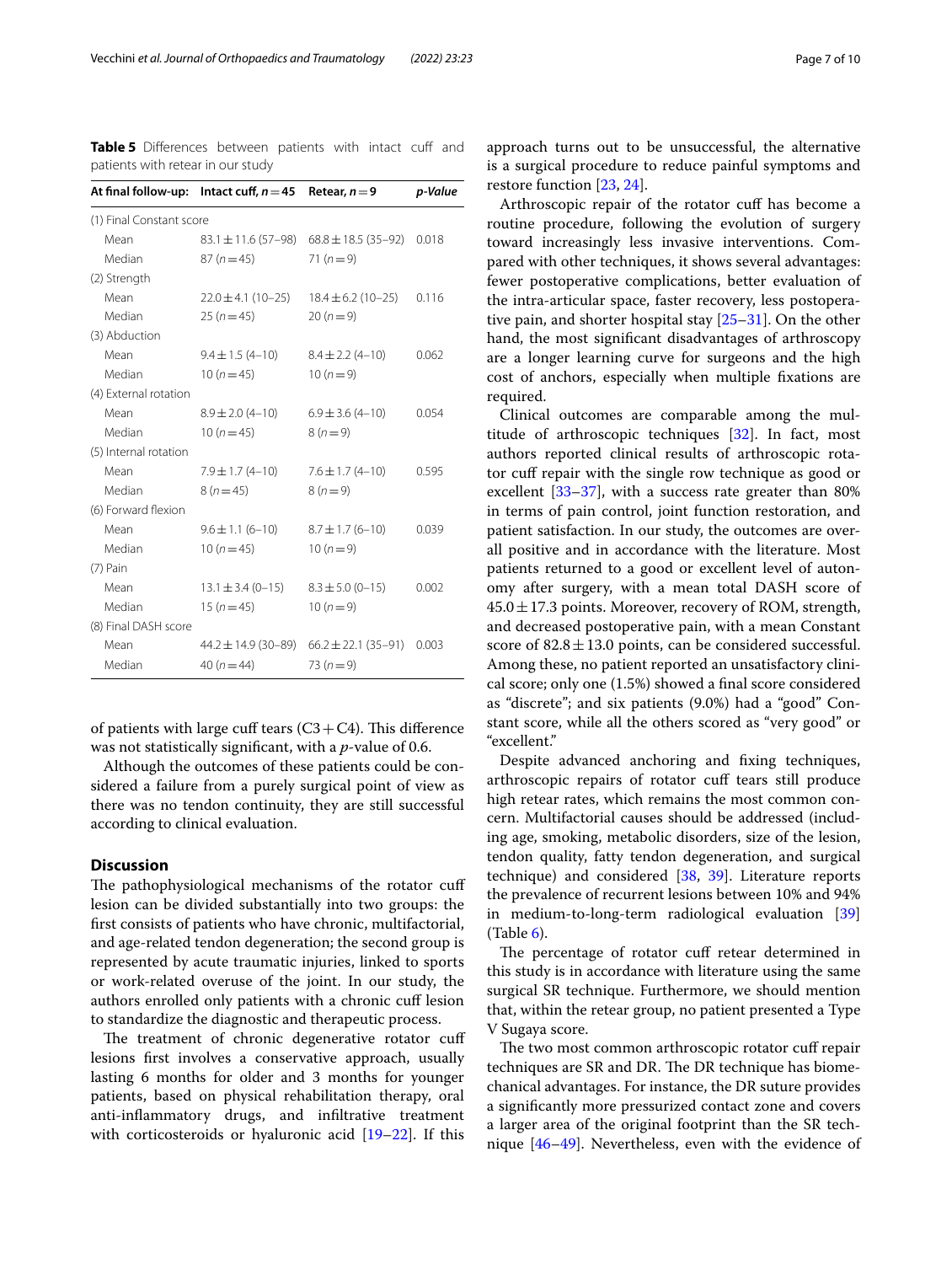**Table 5** Differences between patients with intact cuff and patients with retear in our study

| At final follow-up: | Intact cuff, $n = 45$ | Retear, $n = 9$ | *p*-Value |
|---|---|---|---|
| (1) Final Constant score | | | |
| Mean | 83.1 ± 11.6 (57–98) | 68.8 ± 18.5 (35–92) | 0.018 |
| Median | 87 ($n = 45$) | 71 ($n = 9$) | |
| (2) Strength | | | |
| Mean | 22.0 ± 4.1 (10–25) | 18.4 ± 6.2 (10–25) | 0.116 |
| Median | 25 ($n = 45$) | 20 ($n = 9$) | |
| (3) Abduction | | | |
| Mean | 9.4 ± 1.5 (4–10) | 8.4 ± 2.2 (4–10) | 0.062 |
| Median | 10 ($n = 45$) | 10 ($n = 9$) | |
| (4) External rotation | | | |
| Mean | 8.9 ± 2.0 (4–10) | 6.9 ± 3.6 (4–10) | 0.054 |
| Median | 10 ($n = 45$) | 8 ($n = 9$) | |
| (5) Internal rotation | | | |
| Mean | 7.9 ± 1.7 (4–10) | 7.6 ± 1.7 (4–10) | 0.595 |
| Median | 8 ($n = 45$) | 8 ($n = 9$) | |
| (6) Forward flexion | | | |
| Mean | 9.6 ± 1.1 (6–10) | 8.7 ± 1.7 (6–10) | 0.039 |
| Median | 10 ($n = 45$) | 10 ($n = 9$) | |
| (7) Pain | | | |
| Mean | 13.1 ± 3.4 (0–15) | 8.3 ± 5.0 (0–15) | 0.002 |
| Median | 15 ($n = 45$) | 10 ($n = 9$) | |
| (8) Final DASH score | | | |
| Mean | 44.2 ± 14.9 (30–89) | 66.2 ± 22.1 (35–91) | 0.003 |
| Median | 40 ($n = 44$) | 73 ($n = 9$) | |

of patients with large cuff tears (C3 + C4). This difference was not statistically significant, with a *p*-value of 0.6.

Although the outcomes of these patients could be considered a failure from a purely surgical point of view as there was no tendon continuity, they are still successful according to clinical evaluation.

## Discussion

The pathophysiological mechanisms of the rotator cuff lesion can be divided substantially into two groups: the first consists of patients who have chronic, multifactorial, and age-related tendon degeneration; the second group is represented by acute traumatic injuries, linked to sports or work-related overuse of the joint. In our study, the authors enrolled only patients with a chronic cuff lesion to standardize the diagnostic and therapeutic process.

The treatment of chronic degenerative rotator cuff lesions first involves a conservative approach, usually lasting 6 months for older and 3 months for younger patients, based on physical rehabilitation therapy, oral anti-inflammatory drugs, and infiltrative treatment with corticosteroids or hyaluronic acid [19–22]. If this approach turns out to be unsuccessful, the alternative is a surgical procedure to reduce painful symptoms and restore function [23, 24].

Arthroscopic repair of the rotator cuff has become a routine procedure, following the evolution of surgery toward increasingly less invasive interventions. Compared with other techniques, it shows several advantages: fewer postoperative complications, better evaluation of the intra-articular space, faster recovery, less postoperative pain, and shorter hospital stay [25–31]. On the other hand, the most significant disadvantages of arthroscopy are a longer learning curve for surgeons and the high cost of anchors, especially when multiple fixations are required.

Clinical outcomes are comparable among the multitude of arthroscopic techniques [32]. In fact, most authors reported clinical results of arthroscopic rotator cuff repair with the single row technique as good or excellent [33–37], with a success rate greater than 80% in terms of pain control, joint function restoration, and patient satisfaction. In our study, the outcomes are overall positive and in accordance with the literature. Most patients returned to a good or excellent level of autonomy after surgery, with a mean total DASH score of 45.0 ± 17.3 points. Moreover, recovery of ROM, strength, and decreased postoperative pain, with a mean Constant score of 82.8 ± 13.0 points, can be considered successful. Among these, no patient reported an unsatisfactory clinical score; only one (1.5%) showed a final score considered as "discrete"; and six patients (9.0%) had a "good" Constant score, while all the others scored as "very good" or "excellent."

Despite advanced anchoring and fixing techniques, arthroscopic repairs of rotator cuff tears still produce high retear rates, which remains the most common concern. Multifactorial causes should be addressed (including age, smoking, metabolic disorders, size of the lesion, tendon quality, fatty tendon degeneration, and surgical technique) and considered [38, 39]. Literature reports the prevalence of recurrent lesions between 10% and 94% in medium-to-long-term radiological evaluation [39] (Table 6).

The percentage of rotator cuff retear determined in this study is in accordance with literature using the same surgical SR technique. Furthermore, we should mention that, within the retear group, no patient presented a Type V Sugaya score.

The two most common arthroscopic rotator cuff repair techniques are SR and DR. The DR technique has biomechanical advantages. For instance, the DR suture provides a significantly more pressurized contact zone and covers a larger area of the original footprint than the SR technique [46–49]. Nevertheless, even with the evidence of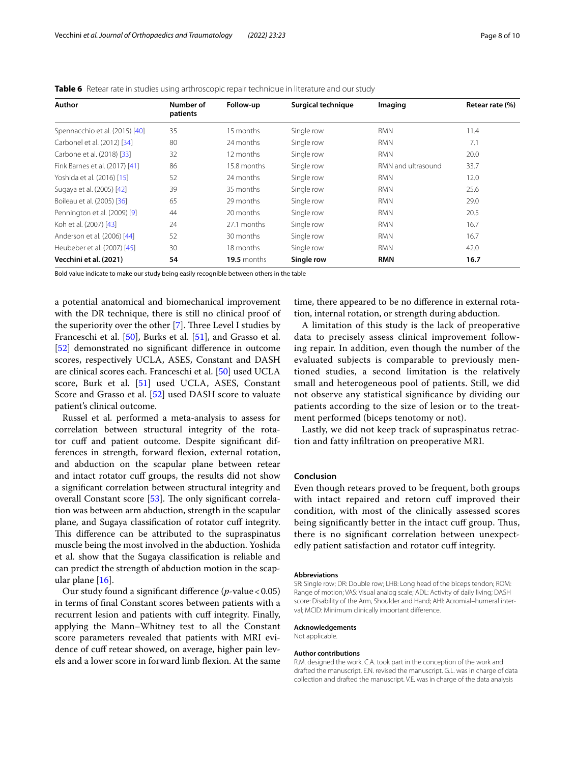**Table 6** Retear rate in studies using arthroscopic repair technique in literature and our study

| Author | Number of patients | Follow-up | Surgical technique | Imaging | Retear rate (%) |
|---|---|---|---|---|---|
| Spennacchio et al. (2015) [40] | 35 | 15 months | Single row | RMN | 11.4 |
| Carbonel et al. (2012) [34] | 80 | 24 months | Single row | RMN | 7.1 |
| Carbone et al. (2018) [33] | 32 | 12 months | Single row | RMN | 20.0 |
| Fink Barnes et al. (2017) [41] | 86 | 15.8 months | Single row | RMN and ultrasound | 33.7 |
| Yoshida et al. (2016) [15] | 52 | 24 months | Single row | RMN | 12.0 |
| Sugaya et al. (2005) [42] | 39 | 35 months | Single row | RMN | 25.6 |
| Boileau et al. (2005) [36] | 65 | 29 months | Single row | RMN | 29.0 |
| Pennington et al. (2009) [9] | 44 | 20 months | Single row | RMN | 20.5 |
| Koh et al. (2007) [43] | 24 | 27.1 months | Single row | RMN | 16.7 |
| Anderson et al. (2006) [44] | 52 | 30 months | Single row | RMN | 16.7 |
| Heubeber et al. (2007) [45] | 30 | 18 months | Single row | RMN | 42.0 |
| **Vecchini et al. (2021)** | **54** | **19.5** months | **Single row** | **RMN** | **16.7** |

Bold value indicate to make our study being easily recognible between others in the table

a potential anatomical and biomechanical improvement with the DR technique, there is still no clinical proof of the superiority over the other [7]. Three Level I studies by Franceschi et al. [50], Burks et al. [51], and Grasso et al. [52] demonstrated no significant difference in outcome scores, respectively UCLA, ASES, Constant and DASH are clinical scores each. Franceschi et al. [50] used UCLA score, Burk et al. [51] used UCLA, ASES, Constant Score and Grasso et al. [52] used DASH score to valuate patient's clinical outcome.

Russel et al. performed a meta-analysis to assess for correlation between structural integrity of the rotator cuff and patient outcome. Despite significant differences in strength, forward flexion, external rotation, and abduction on the scapular plane between retear and intact rotator cuff groups, the results did not show a significant correlation between structural integrity and overall Constant score [53]. The only significant correlation was between arm abduction, strength in the scapular plane, and Sugaya classification of rotator cuff integrity. This difference can be attributed to the supraspinatus muscle being the most involved in the abduction. Yoshida et al. show that the Sugaya classification is reliable and can predict the strength of abduction motion in the scapular plane [16].

Our study found a significant difference ($p$-value $< 0.05$) in terms of final Constant scores between patients with a recurrent lesion and patients with cuff integrity. Finally, applying the Mann–Whitney test to all the Constant score parameters revealed that patients with MRI evidence of cuff retear showed, on average, higher pain levels and a lower score in forward limb flexion. At the same time, there appeared to be no difference in external rotation, internal rotation, or strength during abduction.

A limitation of this study is the lack of preoperative data to precisely assess clinical improvement following repair. In addition, even though the number of the evaluated subjects is comparable to previously mentioned studies, a second limitation is the relatively small and heterogeneous pool of patients. Still, we did not observe any statistical significance by dividing our patients according to the size of lesion or to the treatment performed (biceps tenotomy or not).

Lastly, we did not keep track of supraspinatus retraction and fatty infiltration on preoperative MRI.

## Conclusion

Even though retears proved to be frequent, both groups with intact repaired and retorn cuff improved their condition, with most of the clinically assessed scores being significantly better in the intact cuff group. Thus, there is no significant correlation between unexpectedly patient satisfaction and rotator cuff integrity.

### Abbreviations

SR: Single row; DR: Double row; LHB: Long head of the biceps tendon; ROM: Range of motion; VAS: Visual analog scale; ADL: Activity of daily living; DASH score: Disability of the Arm, Shoulder and Hand; AHI: Acromial–humeral interval; MCID: Minimum clinically important difference.

### Acknowledgements

Not applicable.

### Author contributions

R.M. designed the work. C.A. took part in the conception of the work and drafted the manuscript. E.N. revised the manuscript. G.L. was in charge of data collection and drafted the manuscript. V.E. was in charge of the data analysis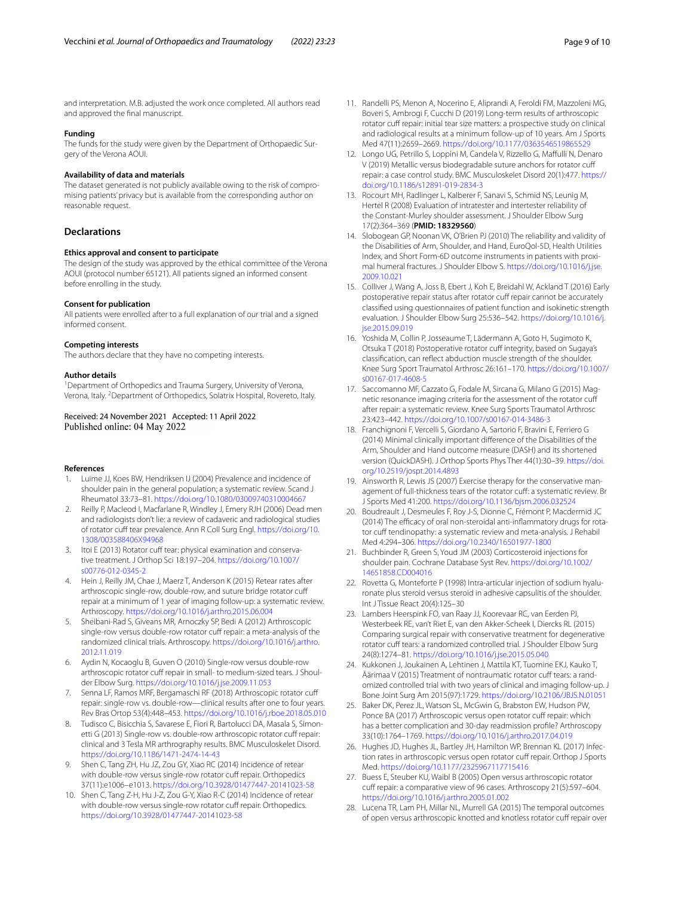and interpretation. M.B. adjusted the work once completed. All authors read and approved the final manuscript.

### Funding

The funds for the study were given by the Department of Orthopaedic Surgery of the Verona AOUI.

### Availability of data and materials

The dataset generated is not publicly available owing to the risk of compromising patients' privacy but is available from the corresponding author on reasonable request.

## Declarations

### Ethics approval and consent to participate

The design of the study was approved by the ethical committee of the Verona AOUI (protocol number 65121). All patients signed an informed consent before enrolling in the study.

### Consent for publication

All patients were enrolled after to a full explanation of our trial and a signed informed consent.

### Competing interests

The authors declare that they have no competing interests.

### Author details

[1]Department of Orthopedics and Trauma Surgery, University of Verona, Verona, Italy. [2]Department of Orthopedics, Solatrix Hospital, Rovereto, Italy.

Received: 24 November 2021 Accepted: 11 April 2022
Published online: 04 May 2022

### References

1. Luime JJ, Koes BW, Hendriksen IJ (2004) Prevalence and incidence of shoulder pain in the general population; a systematic review. Scand J Rheumatol 33:73–81. https://doi.org/10.1080/03009740310004667
2. Reilly P, Macleod I, Macfarlane R, Windley J, Emery RJH (2006) Dead men and radiologists don't lie: a review of cadaveric and radiological studies of rotator cuff tear prevalence. Ann R Coll Surg Engl. https://doi.org/10.1308/003588406X94968
3. Itoi E (2013) Rotator cuff tear: physical examination and conservative treatment. J Orthop Sci 18:197–204. https://doi.org/10.1007/s00776-012-0345-2
4. Hein J, Reilly JM, Chae J, Maerz T, Anderson K (2015) Retear rates after arthroscopic single-row, double-row, and suture bridge rotator cuff repair at a minimum of 1 year of imaging follow-up: a systematic review. Arthroscopy. https://doi.org/10.1016/j.arthro.2015.06.004
5. Sheibani-Rad S, Giveans MR, Arnoczky SP, Bedi A (2012) Arthroscopic single-row versus double-row rotator cuff repair: a meta-analysis of the randomized clinical trials. Arthroscopy. https://doi.org/10.1016/j.arthro.2012.11.019
6. Aydin N, Kocaoglu B, Guven O (2010) Single-row versus double-row arthroscopic rotator cuff repair in small- to medium-sized tears. J Shoulder Elbow Surg. https://doi.org/10.1016/j.jse.2009.11.053
7. Senna LF, Ramos MRF, Bergamaschi RF (2018) Arthroscopic rotator cuff repair: single-row vs. double-row—clinical results after one to four years. Rev Bras Ortop 53(4):448–453. https://doi.org/10.1016/j.rboe.2018.05.010
8. Tudisco C, Bisicchia S, Savarese E, Fiori R, Bartolucci DA, Masala S, Simonetti G (2013) Single-row vs. double-row arthroscopic rotator cuff repair: clinical and 3 Tesla MR arthrography results. BMC Musculoskelet Disord. https://doi.org/10.1186/1471-2474-14-43
9. Shen C, Tang ZH, Hu JZ, Zou GY, Xiao RC (2014) Incidence of retear with double-row versus single-row rotator cuff repair. Orthopedics 37(11):e1006–e1013. https://doi.org/10.3928/01477447-20141023-58
10. Shen C, Tang Z-H, Hu J-Z, Zou G-Y, Xiao R-C (2014) Incidence of retear with double-row versus single-row rotator cuff repair. Orthopedics. https://doi.org/10.3928/01477447-20141023-58
11. Randelli PS, Menon A, Nocerino E, Aliprandi A, Feroldi FM, Mazzoleni MG, Boveri S, Ambrogi F, Cucchi D (2019) Long-term results of arthroscopic rotator cuff repair: initial tear size matters: a prospective study on clinical and radiological results at a minimum follow-up of 10 years. Am J Sports Med 47(11):2659–2669. https://doi.org/10.1177/0363546519865529
12. Longo UG, Petrillo S, Loppini M, Candela V, Rizzello G, Maffulli N, Denaro V (2019) Metallic versus biodegradable suture anchors for rotator cuff repair: a case control study. BMC Musculoskelet Disord 20(1):477. https://doi.org/10.1186/s12891-019-2834-3
13. Rocourt MH, Radlinger L, Kalberer F, Sanavi S, Schmid NS, Leunig M, Hertel R (2008) Evaluation of intratester and intertester reliability of the Constant-Murley shoulder assessment. J Shoulder Elbow Surg 17(2):364–369 (**PMID: 18329560**)
14. Slobogean GP, Noonan VK, O'Brien PJ (2010) The reliability and validity of the Disabilities of Arm, Shoulder, and Hand, EuroQol-5D, Health Utilities Index, and Short Form-6D outcome instruments in patients with proximal humeral fractures. J Shoulder Elbow S. https://doi.org/10.1016/j.jse.2009.10.021
15. Colliver J, Wang A, Joss B, Ebert J, Koh E, Breidahl W, Ackland T (2016) Early postoperative repair status after rotator cuff repair cannot be accurately classified using questionnaires of patient function and isokinetic strength evaluation. J Shoulder Elbow Surg 25:536–542. https://doi.org/10.1016/j.jse.2015.09.019
16. Yoshida M, Collin P, Josseaume T, Lädermann A, Goto H, Sugimoto K, Otsuka T (2018) Postoperative rotator cuff integrity, based on Sugaya's classification, can reflect abduction muscle strength of the shoulder. Knee Surg Sport Traumatol Arthrosc 26:161–170. https://doi.org/10.1007/s00167-017-4608-5
17. Saccomanno MF, Cazzato G, Fodale M, Sircana G, Milano G (2015) Magnetic resonance imaging criteria for the assessment of the rotator cuff after repair: a systematic review. Knee Surg Sports Traumatol Arthrosc 23:423–442. https://doi.org/10.1007/s00167-014-3486-3
18. Franchignoni F, Vercelli S, Giordano A, Sartorio F, Bravini E, Ferriero G (2014) Minimal clinically important difference of the Disabilities of the Arm, Shoulder and Hand outcome measure (DASH) and its shortened version (QuickDASH). J Orthop Sports Phys Ther 44(1):30–39. https://doi.org/10.2519/jospt.2014.4893
19. Ainsworth R, Lewis JS (2007) Exercise therapy for the conservative management of full-thickness tears of the rotator cuff: a systematic review. Br J Sports Med 41:200. https://doi.org/10.1136/bjsm.2006.032524
20. Boudreault J, Desmeules F, Roy J-S, Dionne C, Frémont P, Macdermid JC (2014) The efficacy of oral non-steroidal anti-inflammatory drugs for rotator cuff tendinopathy: a systematic review and meta-analysis. J Rehabil Med 4:294–306. https://doi.org/10.2340/16501977-1800
21. Buchbinder R, Green S, Youd JM (2003) Corticosteroid injections for shoulder pain. Cochrane Database Syst Rev. https://doi.org/10.1002/14651858.CD004016
22. Rovetta G, Monteforte P (1998) Intra-articular injection of sodium hyaluronate plus steroid versus steroid in adhesive capsulitis of the shoulder. Int J Tissue React 20(4):125–30
23. Lambers Heerspink FO, van Raay JJ, Koorevaar RC, van Eerden PJ, Westerbeek RE, van't Riet E, van den Akker-Scheek I, Diercks RL (2015) Comparing surgical repair with conservative treatment for degenerative rotator cuff tears: a randomized controlled trial. J Shoulder Elbow Surg 24(8):1274–81. https://doi.org/10.1016/j.jse.2015.05.040
24. Kukkonen J, Joukainen A, Lehtinen J, Mattila KT, Tuomine EKJ, Kauko T, Äärimaa V (2015) Treatment of nontraumatic rotator cuff tears: a randomized controlled trial with two years of clinical and imaging follow-up. J Bone Joint Surg Am 2015(97):1729. https://doi.org/10.2106/JBJS.N.01051
25. Baker DK, Perez JL, Watson SL, McGwin G, Brabston EW, Hudson PW, Ponce BA (2017) Arthroscopic versus open rotator cuff repair: which has a better complication and 30-day readmission profile? Arthroscopy 33(10):1764–1769. https://doi.org/10.1016/j.arthro.2017.04.019
26. Hughes JD, Hughes JL, Bartley JH, Hamilton WP, Brennan KL (2017) Infection rates in arthroscopic versus open rotator cuff repair. Orthop J Sports Med. https://doi.org/10.1177/2325967117715416
27. Buess E, Steuber KU, Waibl B (2005) Open versus arthroscopic rotator cuff repair: a comparative view of 96 cases. Arthroscopy 21(5):597–604. https://doi.org/10.1016/j.arthro.2005.01.002
28. Lucena TR, Lam PH, Millar NL, Murrell GA (2015) The temporal outcomes of open versus arthroscopic knotted and knotless rotator cuff repair over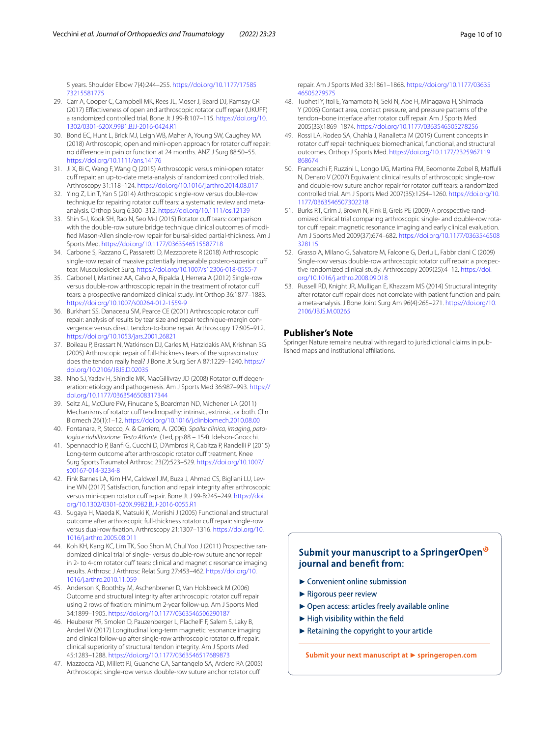5 years. Shoulder Elbow 7(4):244–255. https://doi.org/10.1177/1758573215581775

29. Carr A, Cooper C, Campbell MK, Rees JL, Moser J, Beard DJ, Ramsay CR (2017) Effectiveness of open and arthroscopic rotator cuff repair (UKUFF) a randomized controlled trial. Bone Jt J 99-B:107–115. https://doi.org/10.1302/0301-620X.99B1.BJJ-2016-0424.R1
30. Bond EC, Hunt L, Brick MJ, Leigh WB, Maher A, Young SW, Caughey MA (2018) Arthroscopic, open and mini-open approach for rotator cuff repair: no difference in pain or function at 24 months. ANZ J Surg 88:50–55. https://doi.org/10.1111/ans.14176
31. Ji X, Bi C, Wang F, Wang Q (2015) Arthroscopic versus mini-open rotator cuff repair: an up-to-date meta-analysis of randomized controlled trials. Arthroscopy 31:118–124. https://doi.org/10.1016/j.arthro.2014.08.017
32. Ying Z, Lin T, Yan S (2014) Arthroscopic single-row versus double-row technique for repairing rotator cuff tears: a systematic review and meta-analysis. Orthop Surg 6:300–312. https://doi.org/10.1111/os.12139
33. Shin S-J, Kook SH, Rao N, Seo M-J (2015) Rotator cuff tears: comparison with the double-row suture bridge technique clinical outcomes of modified Mason-Allen single-row repair for bursal-sided partial-thickness. Am J Sports Med. https://doi.org/10.1177/0363546515587718
34. Carbone S, Razzano C, Passaretti D, Mezzoprete R (2018) Arthroscopic single-row repair of massive potentially irreparable postero-superior cuff tear. Musculoskelet Surg. https://doi.org/10.1007/s12306-018-0555-7
35. Carbonel I, Martinez AA, Calvo A, Ripalda J, Herrera A (2012) Single-row versus double-row arthroscopic repair in the treatment of rotator cuff tears: a prospective randomized clinical study. Int Orthop 36:1877–1883. https://doi.org/10.1007/s00264-012-1559-9
36. Burkhart SS, Danaceau SM, Pearce CE (2001) Arthroscopic rotator cuff repair: analysis of results by tear size and repair technique-margin convergence versus direct tendon-to-bone repair. Arthroscopy 17:905–912. https://doi.org/10.1053/jars.2001.26821
37. Boileau P, Brassart N, Watkinson DJ, Carles M, Hatzidakis AM, Krishnan SG (2005) Arthroscopic repair of full-thickness tears of the supraspinatus: does the tendon really heal? J Bone Jt Surg Ser A 87:1229–1240. https://doi.org/10.2106/JBJS.D.02035
38. Nho SJ, Yadav H, Shindle MK, MacGillivray JD (2008) Rotator cuff degeneration: etiology and pathogenesis. Am J Sports Med 36:987–993. https://doi.org/10.1177/0363546508317344
39. Seitz AL, McClure PW, Finucane S, Boardman ND, Michener LA (2011) Mechanisms of rotator cuff tendinopathy: intrinsic, extrinsic, or both. Clin Biomech 26(1):1–12. https://doi.org/10.1016/j.clinbiomech.2010.08.00
40. Fontanara, P., Stecco, A. & Carriero, A. (2006). *Spalla: clinica, imaging, patologia e riabilitazione. Testo Atlante*. (1ed, pp.88 – 154). Idelson-Gnocchi.
41. Spennacchio P, Banfi G, Cucchi D, D'Ambrosi R, Cabitza P, Randelli P (2015) Long-term outcome after arthroscopic rotator cuff treatment. Knee Surg Sports Traumatol Arthrosc 23(2):523–529. https://doi.org/10.1007/s00167-014-3234-8
42. Fink Barnes LA, Kim HM, Caldwell JM, Buza J, Ahmad CS, Bigliani LU, Levine WN (2017) Satisfaction, function and repair integrity after arthroscopic versus mini-open rotator cuff repair. Bone Jt J 99-B:245–249. https://doi.org/10.1302/0301-620X.99B2.BJJ-2016-0055.R1
43. Sugaya H, Maeda K, Matsuki K, Moriishi J (2005) Functional and structural outcome after arthroscopic full-thickness rotator cuff repair: single-row versus dual-row fixation. Arthroscopy 21:1307–1316. https://doi.org/10.1016/j.arthro.2005.08.011
44. Koh KH, Kang KC, Lim TK, Soo Shon M, Chul Yoo J (2011) Prospective randomized clinical trial of single- versus double-row suture anchor repair in 2- to 4-cm rotator cuff tears: clinical and magnetic resonance imaging results. Arthrosc J Arthrosc Relat Surg 27:453–462. https://doi.org/10.1016/j.arthro.2010.11.059
45. Anderson K, Boothby M, Aschenbrener D, Van Holsbeeck M (2006) Outcome and structural integrity after arthroscopic rotator cuff repair using 2 rows of fixation: minimum 2-year follow-up. Am J Sports Med 34:1899–1905. https://doi.org/10.1177/0363546506290187
46. Heuberer PR, Smolen D, Pauzenberger L, Plachelf F, Salem S, Laky B, Anderl W (2017) Longitudinal long-term magnetic resonance imaging and clinical follow-up after single-row arthroscopic rotator cuff repair: clinical superiority of structural tendon integrity. Am J Sports Med 45:1283–1288. https://doi.org/10.1177/0363546517689873
47. Mazzocca AD, Millett PJ, Guanche CA, Santangelo SA, Arciero RA (2005) Arthroscopic single-row versus double-row suture anchor rotator cuff repair. Am J Sports Med 33:1861–1868. https://doi.org/10.1177/0363546505279575
48. Tuoheti Y, Itoi E, Yamamoto N, Seki N, Abe H, Minagawa H, Shimada Y (2005) Contact area, contact pressure, and pressure patterns of the tendon–bone interface after rotator cuff repair. Am J Sports Med 2005(33):1869–1874. https://doi.org/10.1177/0363546505278256
49. Rossi LA, Rodeo SA, Chahla J, Ranalletta M (2019) Current concepts in rotator cuff repair techniques: biomechanical, functional, and structural outcomes. Orthop J Sports Med. https://doi.org/10.1177/2325967119868674
50. Franceschi F, Ruzzini L, Longo UG, Martina FM, Beomonte Zobel B, Maffulli N, Denaro V (2007) Equivalent clinical results of arthroscopic single-row and double-row suture anchor repair for rotator cuff tears: a randomized controlled trial. Am J Sports Med 2007(35):1254–1260. https://doi.org/10.1177/0363546507302218
51. Burks RT, Crim J, Brown N, Fink B, Greis PE (2009) A prospective randomized clinical trial comparing arthroscopic single- and double-row rotator cuff repair: magnetic resonance imaging and early clinical evaluation. Am J Sports Med 2009(37):674–682. https://doi.org/10.1177/0363546508328115
52. Grasso A, Milano G, Salvatore M, Falcone G, Deriu L, Fabbriciani C (2009) Single-row versus double-row arthroscopic rotator cuff repair: a prospective randomized clinical study. Arthroscopy 2009(25):4–12. https://doi.org/10.1016/j.arthro.2008.09.018
53. Russell RD, Knight JR, Mulligan E, Khazzam MS (2014) Structural integrity after rotator cuff repair does not correlate with patient function and pain: a meta-analysis. J Bone Joint Surg Am 96(4):265–271. https://doi.org/10.2106/JBJS.M.00265

## Publisher's Note

Springer Nature remains neutral with regard to jurisdictional claims in published maps and institutional affiliations.